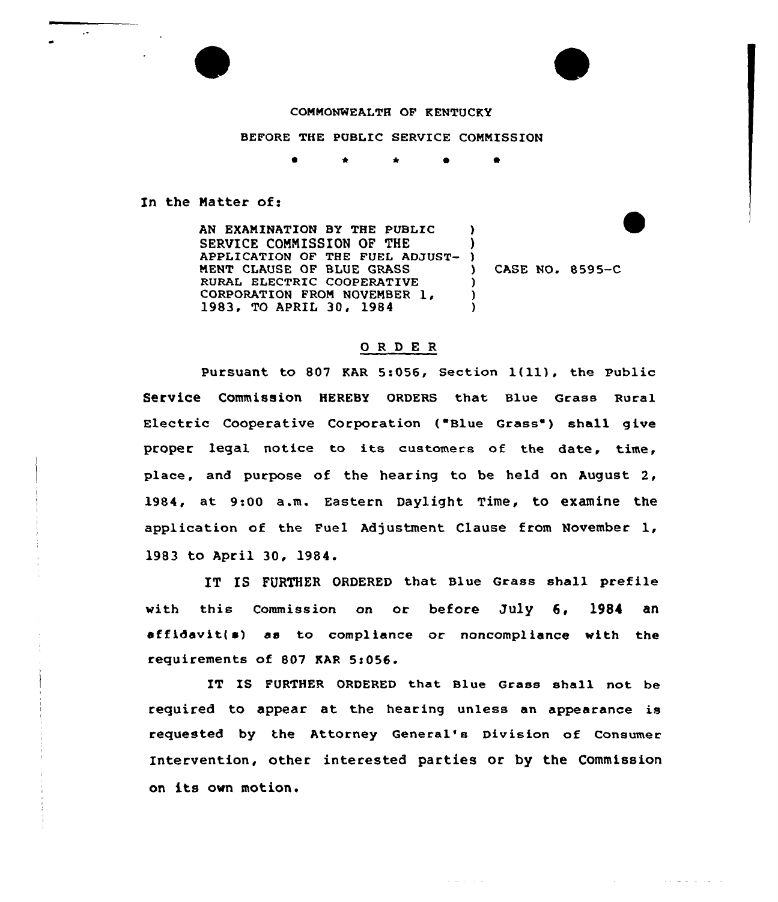COMMONWEALTH OF KENTUCKY

BEFORE THE PUBLIC SERVICE COMMISSION

\* \* \* \* \*

In the Matter of:

| | | |
|---|---|---|
| AN EXAMINATION BY THE PUBLIC SERVICE COMMISSION OF THE APPLICATION OF THE FUEL ADJUSTMENT CLAUSE OF BLUE GRASS RURAL ELECTRIC COOPERATIVE CORPORATION FROM NOVEMBER 1, 1983, TO APRIL 30, 1984 | ) | CASE NO. 8595-C |

## O R D E R

Pursuant to 807 KAR 5:056, Section 1(11), the Public Service Commission HEREBY ORDERS that Blue Grass Rural Electric Cooperative Corporation ("Blue Grass") shall give proper legal notice to its customers of the date, time, place, and purpose of the hearing to be held on August 2, 1984, at 9:00 a.m. Eastern Daylight Time, to examine the application of the Fuel Adjustment Clause from November 1, 1983 to April 30, 1984.

IT IS FURTHER ORDERED that Blue Grass shall prefile with this Commission on or before July 6, 1984 an affidavit(s) as to compliance or noncompliance with the requirements of 807 KAR 5:056.

IT IS FURTHER ORDERED that Blue Grass shall not be required to appear at the hearing unless an appearance is requested by the Attorney General's Division of Consumer Intervention, other interested parties or by the Commission on its own motion.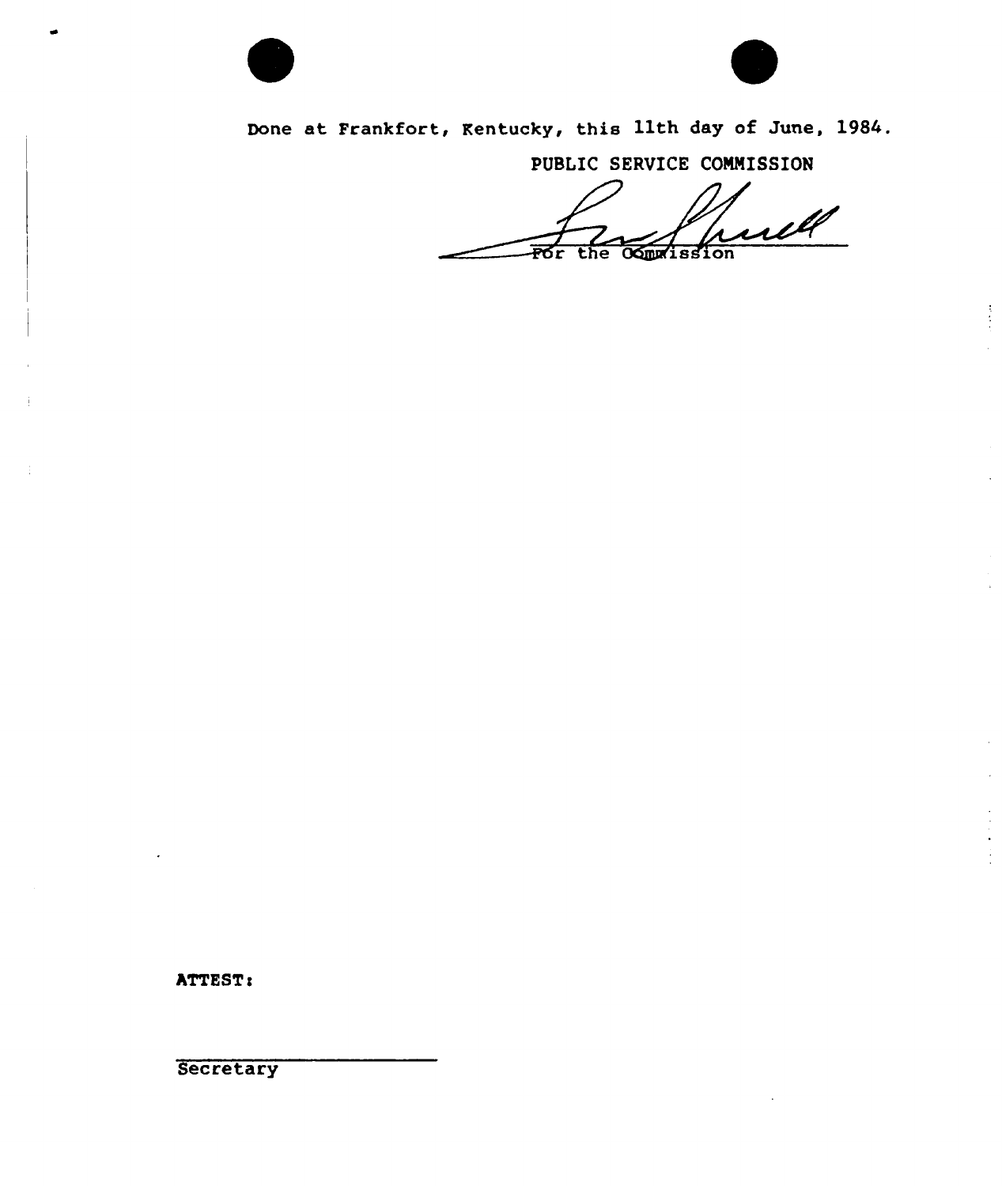Done at Frankfort, Kentucky, this 11th day of June, 1984.

PUBLIC SERVICE COMMISSION

For the Commission

ATTEST:

Secretary